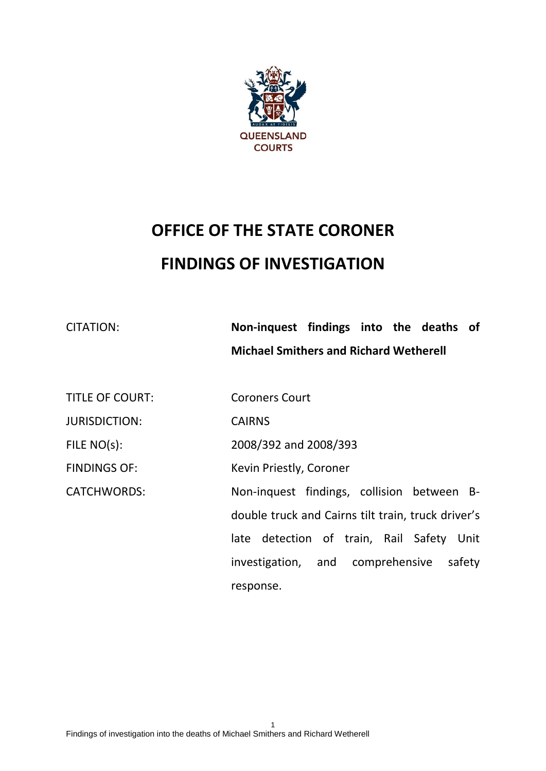QUEENSLAND COURTS

# OFFICE OF THE STATE CORONER

# FINDINGS OF INVESTIGATION

| | |
|---|---|
| CITATION: | **Non-inquest findings into the deaths of Michael Smithers and Richard Wetherell** |
| TITLE OF COURT: | Coroners Court |
| JURISDICTION: | CAIRNS |
| FILE NO(s): | 2008/392 and 2008/393 |
| FINDINGS OF: | Kevin Priestly, Coroner |
| CATCHWORDS: | Non-inquest findings, collision between B-double truck and Cairns tilt train, truck driver's late detection of train, Rail Safety Unit investigation, and comprehensive safety response. |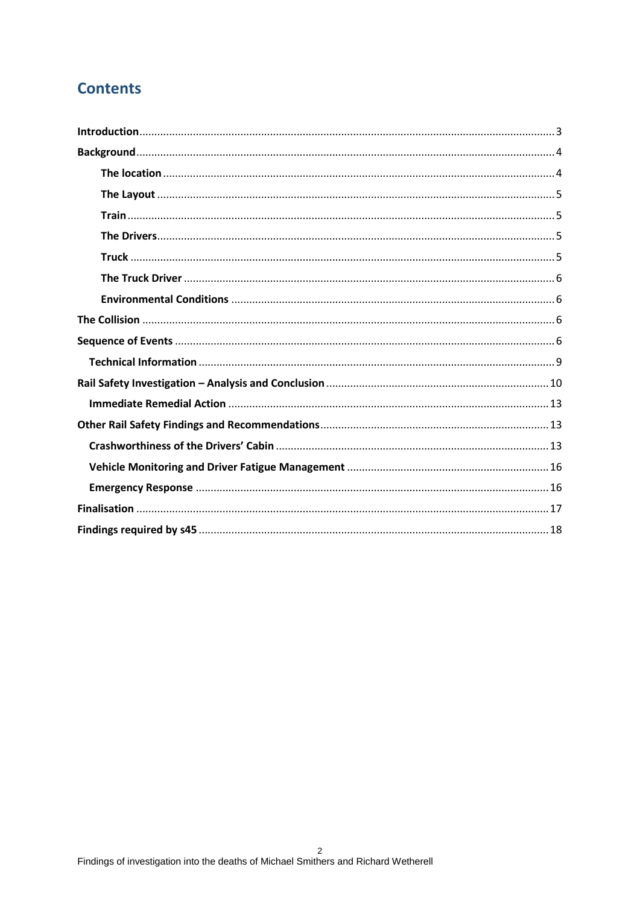# Contents

- Introduction ........ 3
- Background ........ 4
  - The location ........ 4
  - The Layout ........ 5
  - Train ........ 5
  - The Drivers ........ 5
  - Truck ........ 5
  - The Truck Driver ........ 6
  - Environmental Conditions ........ 6
- The Collision ........ 6
- Sequence of Events ........ 6
  - Technical Information ........ 9
- Rail Safety Investigation – Analysis and Conclusion ........ 10
  - Immediate Remedial Action ........ 13
- Other Rail Safety Findings and Recommendations ........ 13
  - Crashworthiness of the Drivers' Cabin ........ 13
  - Vehicle Monitoring and Driver Fatigue Management ........ 16
  - Emergency Response ........ 16
- Finalisation ........ 17
- Findings required by s45 ........ 18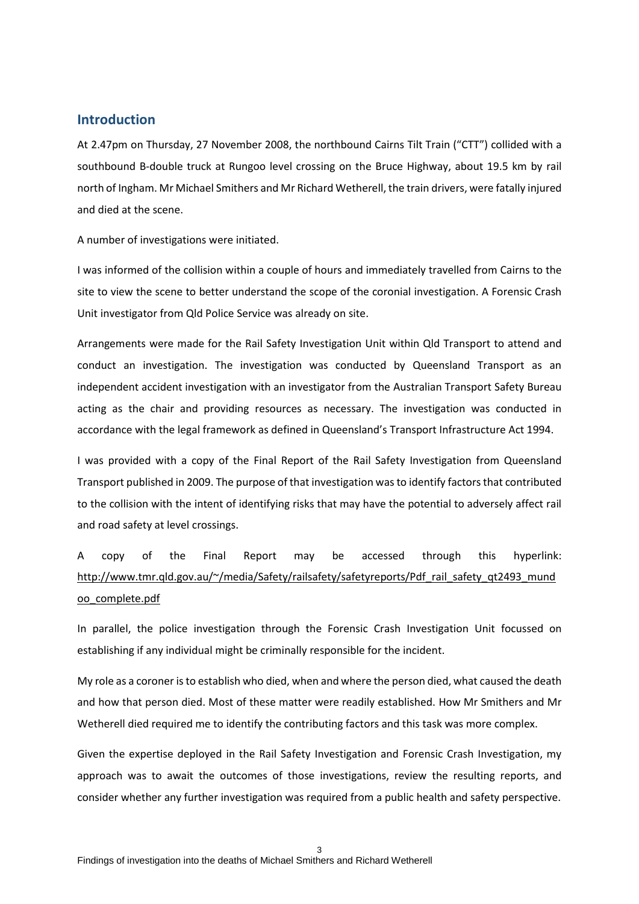## Introduction

At 2.47pm on Thursday, 27 November 2008, the northbound Cairns Tilt Train ("CTT") collided with a southbound B-double truck at Rungoo level crossing on the Bruce Highway, about 19.5 km by rail north of Ingham. Mr Michael Smithers and Mr Richard Wetherell, the train drivers, were fatally injured and died at the scene.

A number of investigations were initiated.

I was informed of the collision within a couple of hours and immediately travelled from Cairns to the site to view the scene to better understand the scope of the coronial investigation. A Forensic Crash Unit investigator from Qld Police Service was already on site.

Arrangements were made for the Rail Safety Investigation Unit within Qld Transport to attend and conduct an investigation. The investigation was conducted by Queensland Transport as an independent accident investigation with an investigator from the Australian Transport Safety Bureau acting as the chair and providing resources as necessary. The investigation was conducted in accordance with the legal framework as defined in Queensland's Transport Infrastructure Act 1994.

I was provided with a copy of the Final Report of the Rail Safety Investigation from Queensland Transport published in 2009. The purpose of that investigation was to identify factors that contributed to the collision with the intent of identifying risks that may have the potential to adversely affect rail and road safety at level crossings.

A copy of the Final Report may be accessed through this hyperlink: http://www.tmr.qld.gov.au/~/media/Safety/railsafety/safetyreports/Pdf_rail_safety_qt2493_mundoo_complete.pdf

In parallel, the police investigation through the Forensic Crash Investigation Unit focussed on establishing if any individual might be criminally responsible for the incident.

My role as a coroner is to establish who died, when and where the person died, what caused the death and how that person died. Most of these matter were readily established. How Mr Smithers and Mr Wetherell died required me to identify the contributing factors and this task was more complex.

Given the expertise deployed in the Rail Safety Investigation and Forensic Crash Investigation, my approach was to await the outcomes of those investigations, review the resulting reports, and consider whether any further investigation was required from a public health and safety perspective.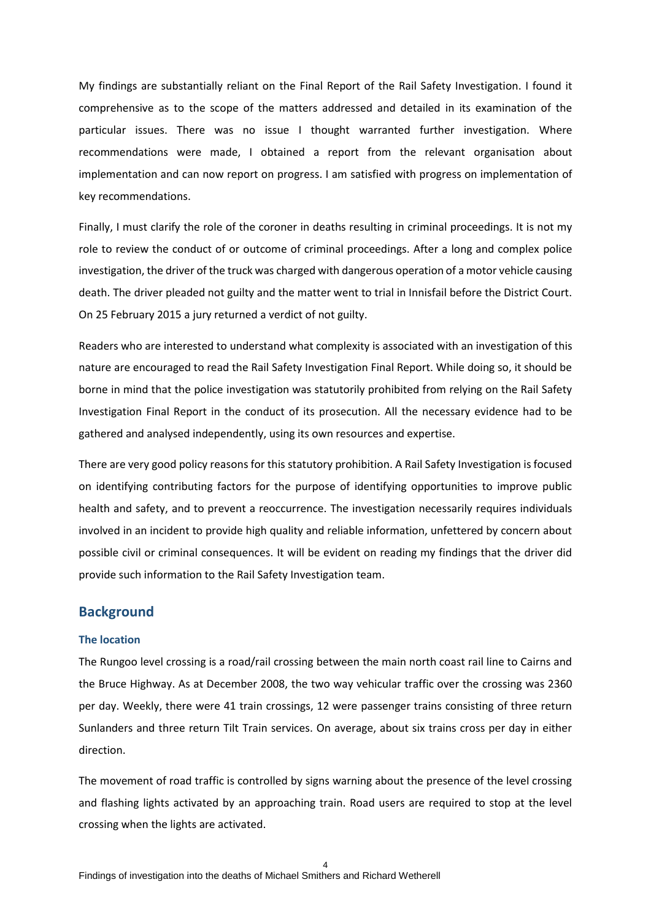My findings are substantially reliant on the Final Report of the Rail Safety Investigation. I found it comprehensive as to the scope of the matters addressed and detailed in its examination of the particular issues. There was no issue I thought warranted further investigation. Where recommendations were made, I obtained a report from the relevant organisation about implementation and can now report on progress. I am satisfied with progress on implementation of key recommendations.

Finally, I must clarify the role of the coroner in deaths resulting in criminal proceedings. It is not my role to review the conduct of or outcome of criminal proceedings. After a long and complex police investigation, the driver of the truck was charged with dangerous operation of a motor vehicle causing death. The driver pleaded not guilty and the matter went to trial in Innisfail before the District Court. On 25 February 2015 a jury returned a verdict of not guilty.

Readers who are interested to understand what complexity is associated with an investigation of this nature are encouraged to read the Rail Safety Investigation Final Report. While doing so, it should be borne in mind that the police investigation was statutorily prohibited from relying on the Rail Safety Investigation Final Report in the conduct of its prosecution. All the necessary evidence had to be gathered and analysed independently, using its own resources and expertise.

There are very good policy reasons for this statutory prohibition. A Rail Safety Investigation is focused on identifying contributing factors for the purpose of identifying opportunities to improve public health and safety, and to prevent a reoccurrence. The investigation necessarily requires individuals involved in an incident to provide high quality and reliable information, unfettered by concern about possible civil or criminal consequences. It will be evident on reading my findings that the driver did provide such information to the Rail Safety Investigation team.

## Background

### The location

The Rungoo level crossing is a road/rail crossing between the main north coast rail line to Cairns and the Bruce Highway. As at December 2008, the two way vehicular traffic over the crossing was 2360 per day. Weekly, there were 41 train crossings, 12 were passenger trains consisting of three return Sunlanders and three return Tilt Train services. On average, about six trains cross per day in either direction.

The movement of road traffic is controlled by signs warning about the presence of the level crossing and flashing lights activated by an approaching train. Road users are required to stop at the level crossing when the lights are activated.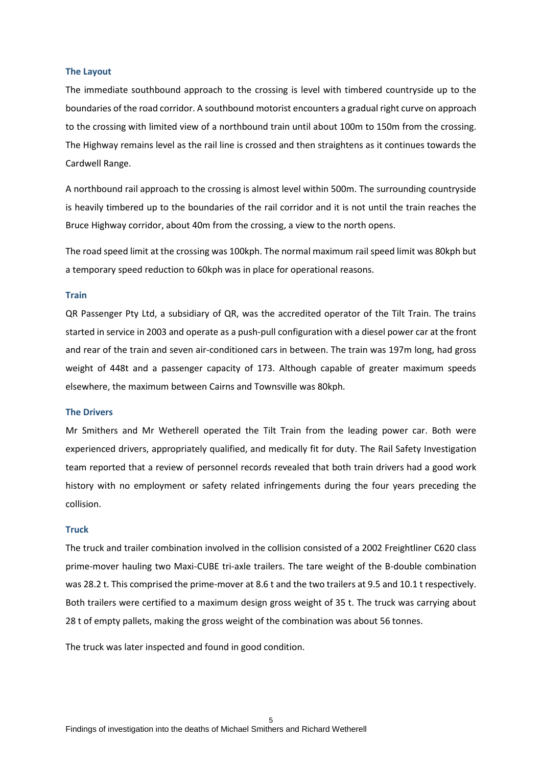## The Layout

The immediate southbound approach to the crossing is level with timbered countryside up to the boundaries of the road corridor. A southbound motorist encounters a gradual right curve on approach to the crossing with limited view of a northbound train until about 100m to 150m from the crossing. The Highway remains level as the rail line is crossed and then straightens as it continues towards the Cardwell Range.

A northbound rail approach to the crossing is almost level within 500m. The surrounding countryside is heavily timbered up to the boundaries of the rail corridor and it is not until the train reaches the Bruce Highway corridor, about 40m from the crossing, a view to the north opens.

The road speed limit at the crossing was 100kph. The normal maximum rail speed limit was 80kph but a temporary speed reduction to 60kph was in place for operational reasons.

## Train

QR Passenger Pty Ltd, a subsidiary of QR, was the accredited operator of the Tilt Train. The trains started in service in 2003 and operate as a push-pull configuration with a diesel power car at the front and rear of the train and seven air-conditioned cars in between. The train was 197m long, had gross weight of 448t and a passenger capacity of 173. Although capable of greater maximum speeds elsewhere, the maximum between Cairns and Townsville was 80kph.

## The Drivers

Mr Smithers and Mr Wetherell operated the Tilt Train from the leading power car. Both were experienced drivers, appropriately qualified, and medically fit for duty. The Rail Safety Investigation team reported that a review of personnel records revealed that both train drivers had a good work history with no employment or safety related infringements during the four years preceding the collision.

## Truck

The truck and trailer combination involved in the collision consisted of a 2002 Freightliner C620 class prime-mover hauling two Maxi-CUBE tri-axle trailers. The tare weight of the B-double combination was 28.2 t. This comprised the prime-mover at 8.6 t and the two trailers at 9.5 and 10.1 t respectively. Both trailers were certified to a maximum design gross weight of 35 t. The truck was carrying about 28 t of empty pallets, making the gross weight of the combination was about 56 tonnes.

The truck was later inspected and found in good condition.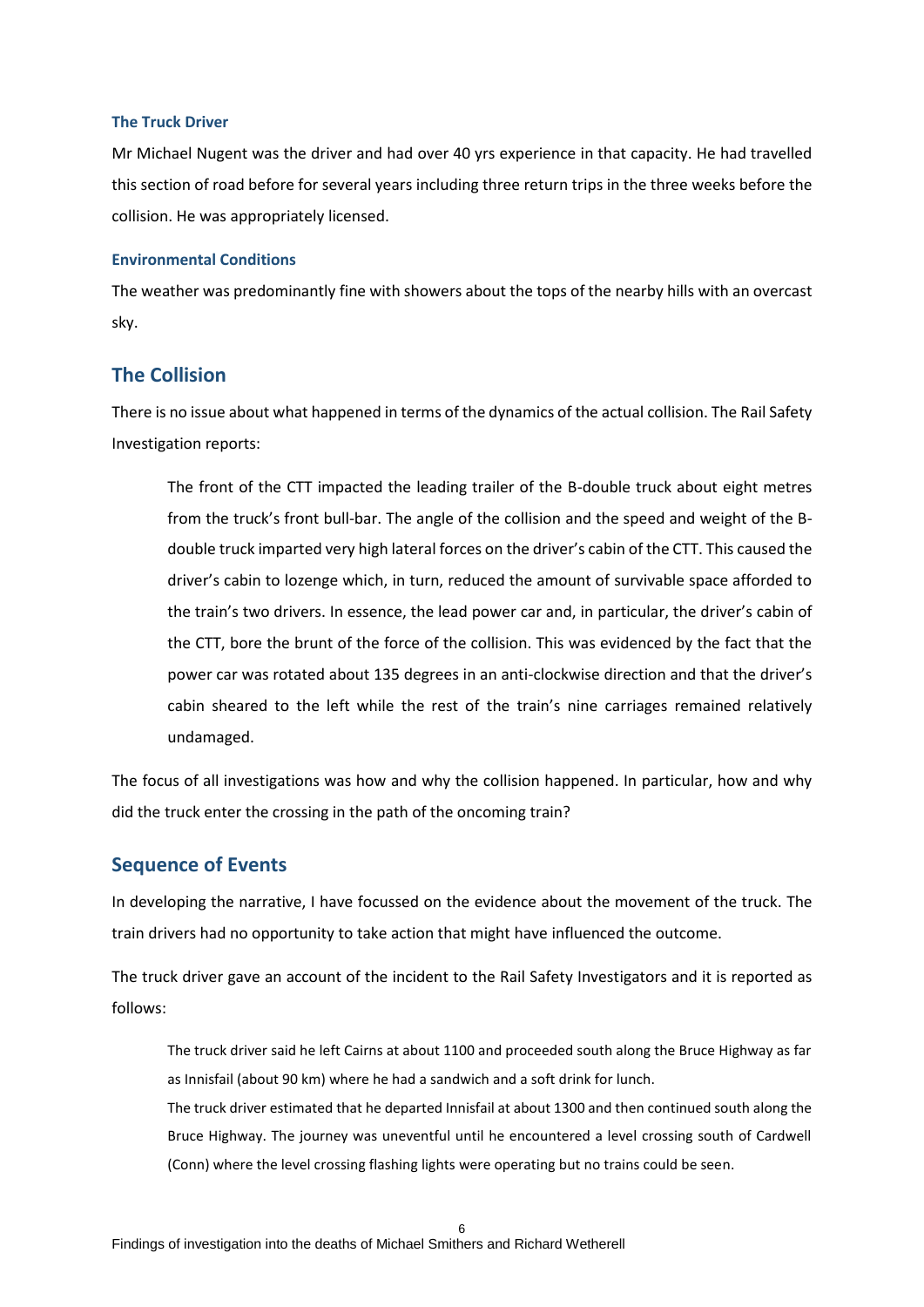### The Truck Driver

Mr Michael Nugent was the driver and had over 40 yrs experience in that capacity. He had travelled this section of road before for several years including three return trips in the three weeks before the collision. He was appropriately licensed.

### Environmental Conditions

The weather was predominantly fine with showers about the tops of the nearby hills with an overcast sky.

## The Collision

There is no issue about what happened in terms of the dynamics of the actual collision. The Rail Safety Investigation reports:

> The front of the CTT impacted the leading trailer of the B-double truck about eight metres from the truck's front bull-bar. The angle of the collision and the speed and weight of the B-double truck imparted very high lateral forces on the driver's cabin of the CTT. This caused the driver's cabin to lozenge which, in turn, reduced the amount of survivable space afforded to the train's two drivers. In essence, the lead power car and, in particular, the driver's cabin of the CTT, bore the brunt of the force of the collision. This was evidenced by the fact that the power car was rotated about 135 degrees in an anti-clockwise direction and that the driver's cabin sheared to the left while the rest of the train's nine carriages remained relatively undamaged.

The focus of all investigations was how and why the collision happened. In particular, how and why did the truck enter the crossing in the path of the oncoming train?

## Sequence of Events

In developing the narrative, I have focussed on the evidence about the movement of the truck. The train drivers had no opportunity to take action that might have influenced the outcome.

The truck driver gave an account of the incident to the Rail Safety Investigators and it is reported as follows:

> The truck driver said he left Cairns at about 1100 and proceeded south along the Bruce Highway as far as Innisfail (about 90 km) where he had a sandwich and a soft drink for lunch.
>
> The truck driver estimated that he departed Innisfail at about 1300 and then continued south along the Bruce Highway. The journey was uneventful until he encountered a level crossing south of Cardwell (Conn) where the level crossing flashing lights were operating but no trains could be seen.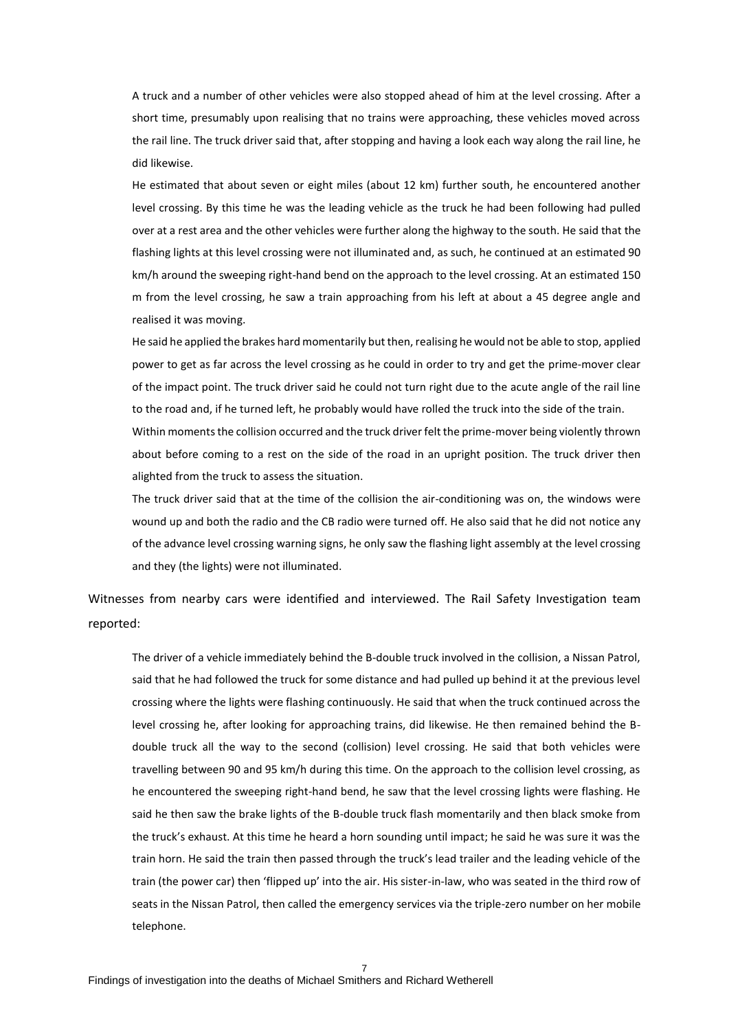> A truck and a number of other vehicles were also stopped ahead of him at the level crossing. After a short time, presumably upon realising that no trains were approaching, these vehicles moved across the rail line. The truck driver said that, after stopping and having a look each way along the rail line, he did likewise.
>
> He estimated that about seven or eight miles (about 12 km) further south, he encountered another level crossing. By this time he was the leading vehicle as the truck he had been following had pulled over at a rest area and the other vehicles were further along the highway to the south. He said that the flashing lights at this level crossing were not illuminated and, as such, he continued at an estimated 90 km/h around the sweeping right-hand bend on the approach to the level crossing. At an estimated 150 m from the level crossing, he saw a train approaching from his left at about a 45 degree angle and realised it was moving.
>
> He said he applied the brakes hard momentarily but then, realising he would not be able to stop, applied power to get as far across the level crossing as he could in order to try and get the prime-mover clear of the impact point. The truck driver said he could not turn right due to the acute angle of the rail line to the road and, if he turned left, he probably would have rolled the truck into the side of the train.
>
> Within moments the collision occurred and the truck driver felt the prime-mover being violently thrown about before coming to a rest on the side of the road in an upright position. The truck driver then alighted from the truck to assess the situation.
>
> The truck driver said that at the time of the collision the air-conditioning was on, the windows were wound up and both the radio and the CB radio were turned off. He also said that he did not notice any of the advance level crossing warning signs, he only saw the flashing light assembly at the level crossing and they (the lights) were not illuminated.

Witnesses from nearby cars were identified and interviewed. The Rail Safety Investigation team reported:

> The driver of a vehicle immediately behind the B-double truck involved in the collision, a Nissan Patrol, said that he had followed the truck for some distance and had pulled up behind it at the previous level crossing where the lights were flashing continuously. He said that when the truck continued across the level crossing he, after looking for approaching trains, did likewise. He then remained behind the B-double truck all the way to the second (collision) level crossing. He said that both vehicles were travelling between 90 and 95 km/h during this time. On the approach to the collision level crossing, as he encountered the sweeping right-hand bend, he saw that the level crossing lights were flashing. He said he then saw the brake lights of the B-double truck flash momentarily and then black smoke from the truck's exhaust. At this time he heard a horn sounding until impact; he said he was sure it was the train horn. He said the train then passed through the truck's lead trailer and the leading vehicle of the train (the power car) then 'flipped up' into the air. His sister-in-law, who was seated in the third row of seats in the Nissan Patrol, then called the emergency services via the triple-zero number on her mobile telephone.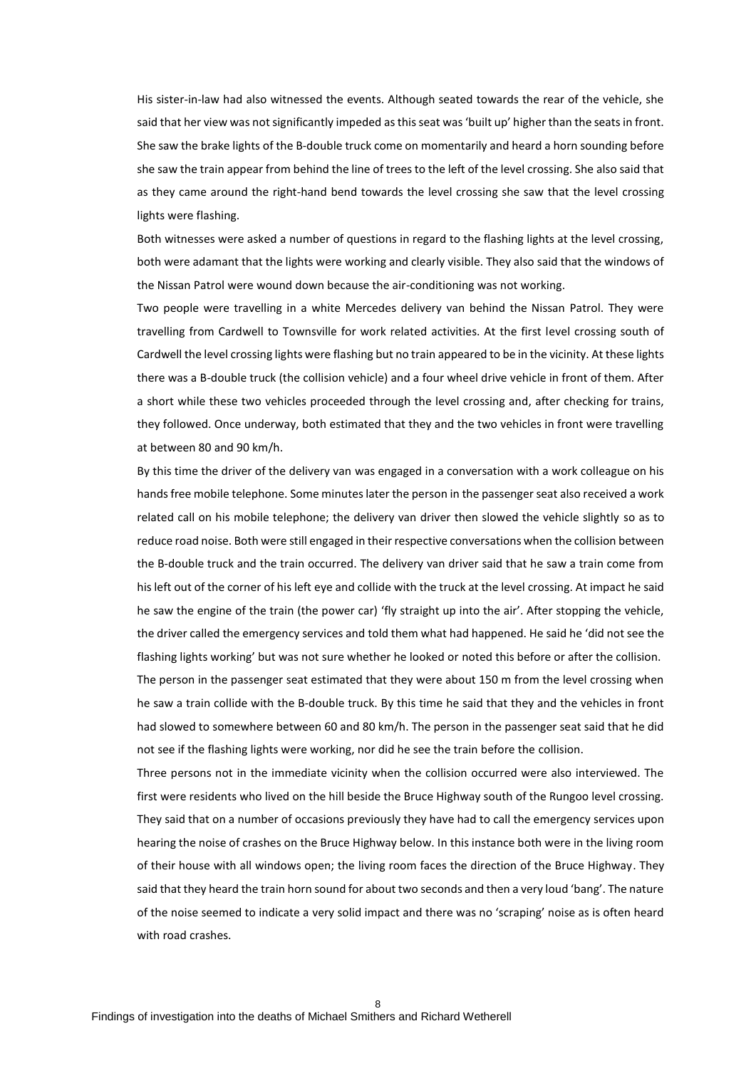His sister-in-law had also witnessed the events. Although seated towards the rear of the vehicle, she said that her view was not significantly impeded as this seat was 'built up' higher than the seats in front. She saw the brake lights of the B-double truck come on momentarily and heard a horn sounding before she saw the train appear from behind the line of trees to the left of the level crossing. She also said that as they came around the right-hand bend towards the level crossing she saw that the level crossing lights were flashing.

Both witnesses were asked a number of questions in regard to the flashing lights at the level crossing, both were adamant that the lights were working and clearly visible. They also said that the windows of the Nissan Patrol were wound down because the air-conditioning was not working.

Two people were travelling in a white Mercedes delivery van behind the Nissan Patrol. They were travelling from Cardwell to Townsville for work related activities. At the first level crossing south of Cardwell the level crossing lights were flashing but no train appeared to be in the vicinity. At these lights there was a B-double truck (the collision vehicle) and a four wheel drive vehicle in front of them. After a short while these two vehicles proceeded through the level crossing and, after checking for trains, they followed. Once underway, both estimated that they and the two vehicles in front were travelling at between 80 and 90 km/h.

By this time the driver of the delivery van was engaged in a conversation with a work colleague on his hands free mobile telephone. Some minutes later the person in the passenger seat also received a work related call on his mobile telephone; the delivery van driver then slowed the vehicle slightly so as to reduce road noise. Both were still engaged in their respective conversations when the collision between the B-double truck and the train occurred. The delivery van driver said that he saw a train come from his left out of the corner of his left eye and collide with the truck at the level crossing. At impact he said he saw the engine of the train (the power car) 'fly straight up into the air'. After stopping the vehicle, the driver called the emergency services and told them what had happened. He said he 'did not see the flashing lights working' but was not sure whether he looked or noted this before or after the collision.

The person in the passenger seat estimated that they were about 150 m from the level crossing when he saw a train collide with the B-double truck. By this time he said that they and the vehicles in front had slowed to somewhere between 60 and 80 km/h. The person in the passenger seat said that he did not see if the flashing lights were working, nor did he see the train before the collision.

Three persons not in the immediate vicinity when the collision occurred were also interviewed. The first were residents who lived on the hill beside the Bruce Highway south of the Rungoo level crossing. They said that on a number of occasions previously they have had to call the emergency services upon hearing the noise of crashes on the Bruce Highway below. In this instance both were in the living room of their house with all windows open; the living room faces the direction of the Bruce Highway. They said that they heard the train horn sound for about two seconds and then a very loud 'bang'. The nature of the noise seemed to indicate a very solid impact and there was no 'scraping' noise as is often heard with road crashes.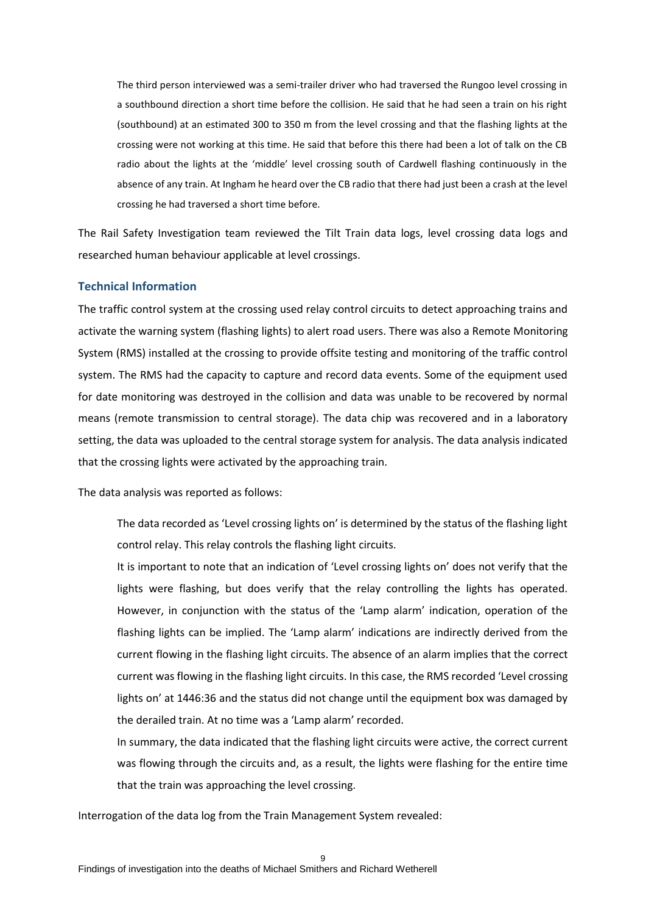> The third person interviewed was a semi-trailer driver who had traversed the Rungoo level crossing in a southbound direction a short time before the collision. He said that he had seen a train on his right (southbound) at an estimated 300 to 350 m from the level crossing and that the flashing lights at the crossing were not working at this time. He said that before this there had been a lot of talk on the CB radio about the lights at the 'middle' level crossing south of Cardwell flashing continuously in the absence of any train. At Ingham he heard over the CB radio that there had just been a crash at the level crossing he had traversed a short time before.

The Rail Safety Investigation team reviewed the Tilt Train data logs, level crossing data logs and researched human behaviour applicable at level crossings.

### Technical Information

The traffic control system at the crossing used relay control circuits to detect approaching trains and activate the warning system (flashing lights) to alert road users. There was also a Remote Monitoring System (RMS) installed at the crossing to provide offsite testing and monitoring of the traffic control system. The RMS had the capacity to capture and record data events. Some of the equipment used for date monitoring was destroyed in the collision and data was unable to be recovered by normal means (remote transmission to central storage). The data chip was recovered and in a laboratory setting, the data was uploaded to the central storage system for analysis. The data analysis indicated that the crossing lights were activated by the approaching train.

The data analysis was reported as follows:

> The data recorded as 'Level crossing lights on' is determined by the status of the flashing light control relay. This relay controls the flashing light circuits.
>
> It is important to note that an indication of 'Level crossing lights on' does not verify that the lights were flashing, but does verify that the relay controlling the lights has operated. However, in conjunction with the status of the 'Lamp alarm' indication, operation of the flashing lights can be implied. The 'Lamp alarm' indications are indirectly derived from the current flowing in the flashing light circuits. The absence of an alarm implies that the correct current was flowing in the flashing light circuits. In this case, the RMS recorded 'Level crossing lights on' at 1446:36 and the status did not change until the equipment box was damaged by the derailed train. At no time was a 'Lamp alarm' recorded.
>
> In summary, the data indicated that the flashing light circuits were active, the correct current was flowing through the circuits and, as a result, the lights were flashing for the entire time that the train was approaching the level crossing.

Interrogation of the data log from the Train Management System revealed: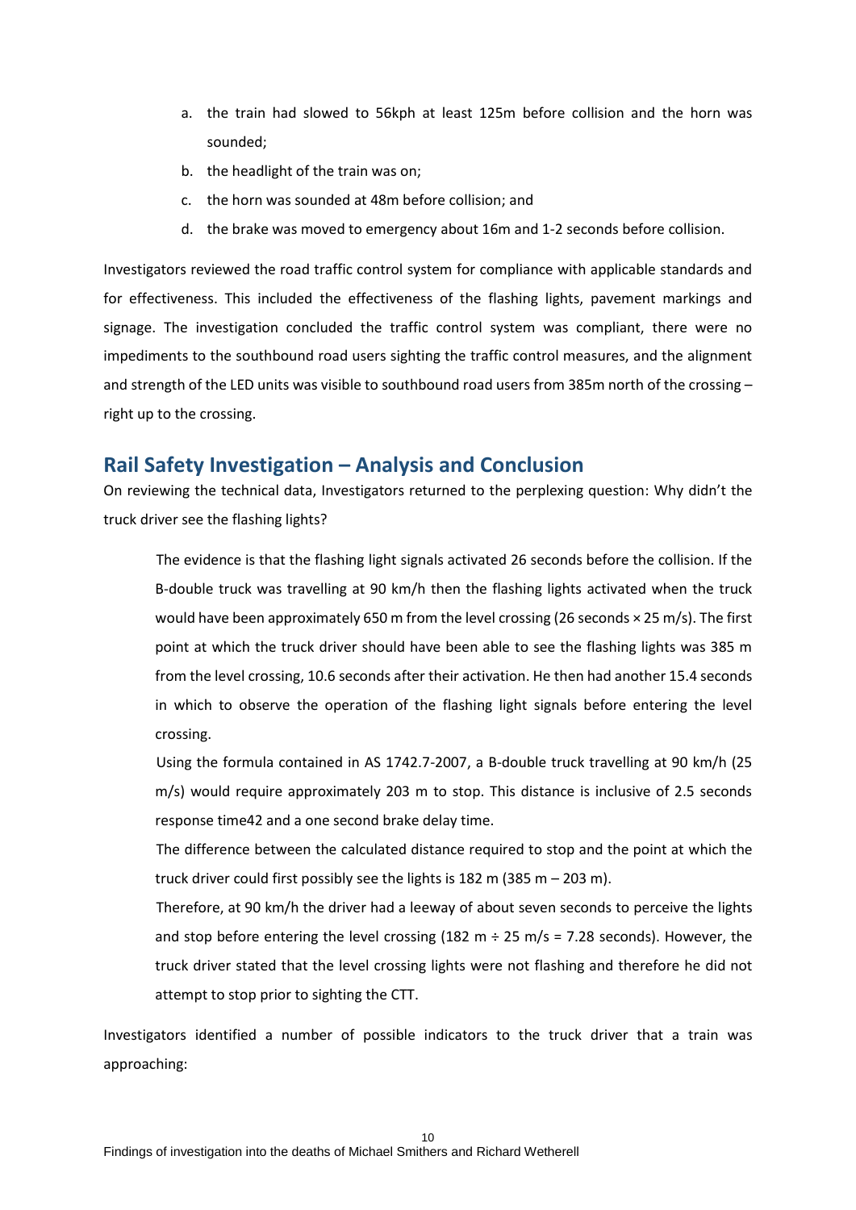a. the train had slowed to 56kph at least 125m before collision and the horn was sounded;
b. the headlight of the train was on;
c. the horn was sounded at 48m before collision; and
d. the brake was moved to emergency about 16m and 1-2 seconds before collision.

Investigators reviewed the road traffic control system for compliance with applicable standards and for effectiveness. This included the effectiveness of the flashing lights, pavement markings and signage. The investigation concluded the traffic control system was compliant, there were no impediments to the southbound road users sighting the traffic control measures, and the alignment and strength of the LED units was visible to southbound road users from 385m north of the crossing – right up to the crossing.

## Rail Safety Investigation – Analysis and Conclusion

On reviewing the technical data, Investigators returned to the perplexing question: Why didn't the truck driver see the flashing lights?

> The evidence is that the flashing light signals activated 26 seconds before the collision. If the B-double truck was travelling at 90 km/h then the flashing lights activated when the truck would have been approximately 650 m from the level crossing (26 seconds × 25 m/s). The first point at which the truck driver should have been able to see the flashing lights was 385 m from the level crossing, 10.6 seconds after their activation. He then had another 15.4 seconds in which to observe the operation of the flashing light signals before entering the level crossing.
>
> Using the formula contained in AS 1742.7-2007, a B-double truck travelling at 90 km/h (25 m/s) would require approximately 203 m to stop. This distance is inclusive of 2.5 seconds response time[42] and a one second brake delay time.
>
> The difference between the calculated distance required to stop and the point at which the truck driver could first possibly see the lights is 182 m (385 m – 203 m).
>
> Therefore, at 90 km/h the driver had a leeway of about seven seconds to perceive the lights and stop before entering the level crossing (182 m ÷ 25 m/s = 7.28 seconds). However, the truck driver stated that the level crossing lights were not flashing and therefore he did not attempt to stop prior to sighting the CTT.

Investigators identified a number of possible indicators to the truck driver that a train was approaching: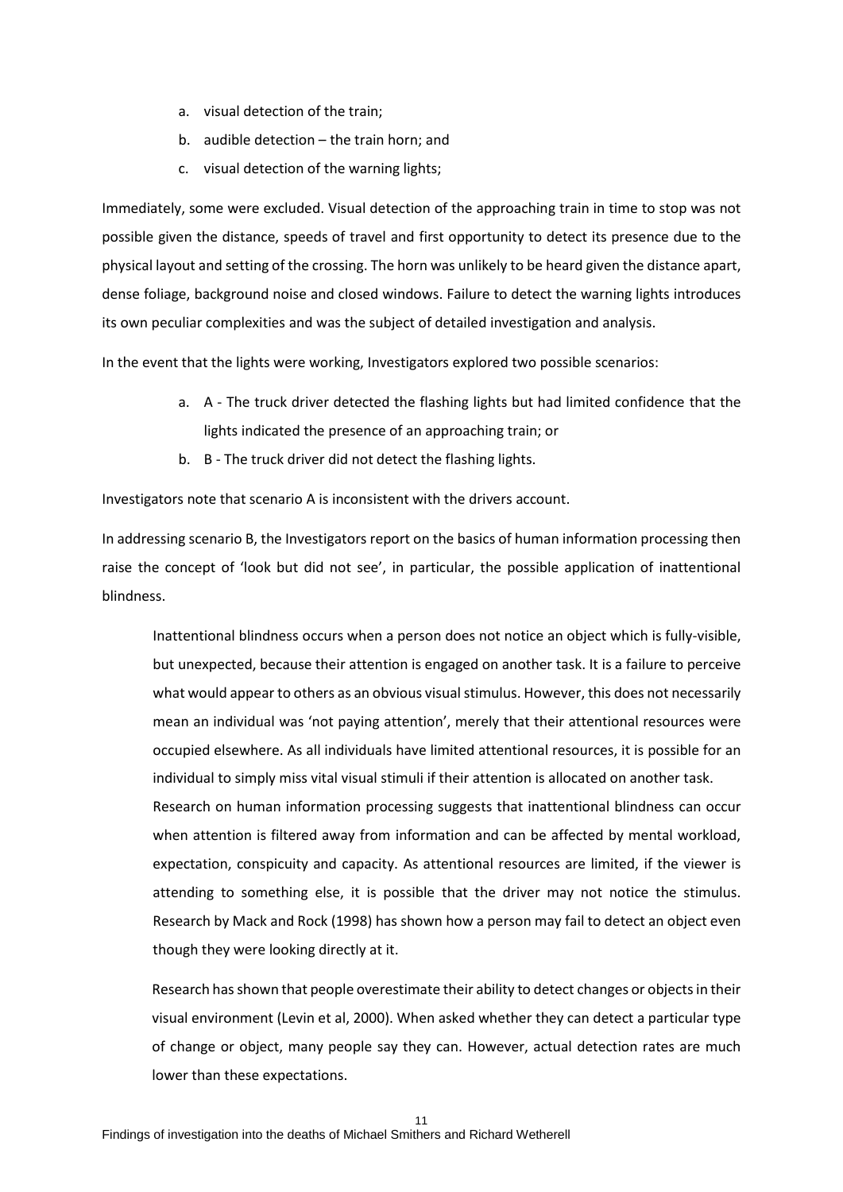a. visual detection of the train;
b. audible detection – the train horn; and
c. visual detection of the warning lights;

Immediately, some were excluded. Visual detection of the approaching train in time to stop was not possible given the distance, speeds of travel and first opportunity to detect its presence due to the physical layout and setting of the crossing. The horn was unlikely to be heard given the distance apart, dense foliage, background noise and closed windows. Failure to detect the warning lights introduces its own peculiar complexities and was the subject of detailed investigation and analysis.

In the event that the lights were working, Investigators explored two possible scenarios:

a. A - The truck driver detected the flashing lights but had limited confidence that the lights indicated the presence of an approaching train; or
b. B - The truck driver did not detect the flashing lights.

Investigators note that scenario A is inconsistent with the drivers account.

In addressing scenario B, the Investigators report on the basics of human information processing then raise the concept of 'look but did not see', in particular, the possible application of inattentional blindness.

> Inattentional blindness occurs when a person does not notice an object which is fully-visible, but unexpected, because their attention is engaged on another task. It is a failure to perceive what would appear to others as an obvious visual stimulus. However, this does not necessarily mean an individual was 'not paying attention', merely that their attentional resources were occupied elsewhere. As all individuals have limited attentional resources, it is possible for an individual to simply miss vital visual stimuli if their attention is allocated on another task.
> Research on human information processing suggests that inattentional blindness can occur when attention is filtered away from information and can be affected by mental workload, expectation, conspicuity and capacity. As attentional resources are limited, if the viewer is attending to something else, it is possible that the driver may not notice the stimulus. Research by Mack and Rock (1998) has shown how a person may fail to detect an object even though they were looking directly at it.
>
> Research has shown that people overestimate their ability to detect changes or objects in their visual environment (Levin et al, 2000). When asked whether they can detect a particular type of change or object, many people say they can. However, actual detection rates are much lower than these expectations.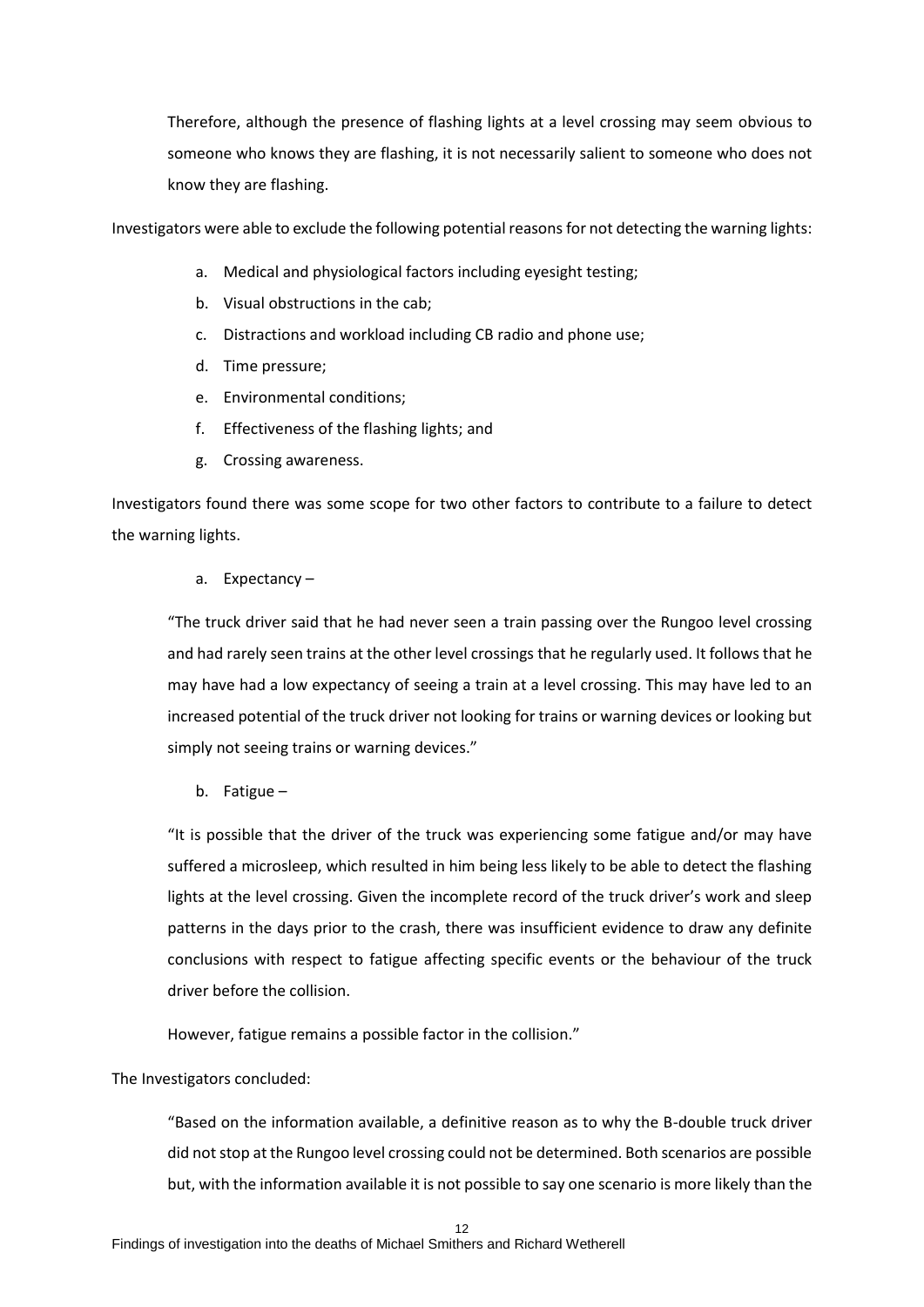Therefore, although the presence of flashing lights at a level crossing may seem obvious to someone who knows they are flashing, it is not necessarily salient to someone who does not know they are flashing.

Investigators were able to exclude the following potential reasons for not detecting the warning lights:

a. Medical and physiological factors including eyesight testing;
b. Visual obstructions in the cab;
c. Distractions and workload including CB radio and phone use;
d. Time pressure;
e. Environmental conditions;
f. Effectiveness of the flashing lights; and
g. Crossing awareness.

Investigators found there was some scope for two other factors to contribute to a failure to detect the warning lights.

a. Expectancy –

> "The truck driver said that he had never seen a train passing over the Rungoo level crossing and had rarely seen trains at the other level crossings that he regularly used. It follows that he may have had a low expectancy of seeing a train at a level crossing. This may have led to an increased potential of the truck driver not looking for trains or warning devices or looking but simply not seeing trains or warning devices."

b. Fatigue –

> "It is possible that the driver of the truck was experiencing some fatigue and/or may have suffered a microsleep, which resulted in him being less likely to be able to detect the flashing lights at the level crossing. Given the incomplete record of the truck driver's work and sleep patterns in the days prior to the crash, there was insufficient evidence to draw any definite conclusions with respect to fatigue affecting specific events or the behaviour of the truck driver before the collision.
>
> However, fatigue remains a possible factor in the collision."

The Investigators concluded:

> "Based on the information available, a definitive reason as to why the B-double truck driver did not stop at the Rungoo level crossing could not be determined. Both scenarios are possible but, with the information available it is not possible to say one scenario is more likely than the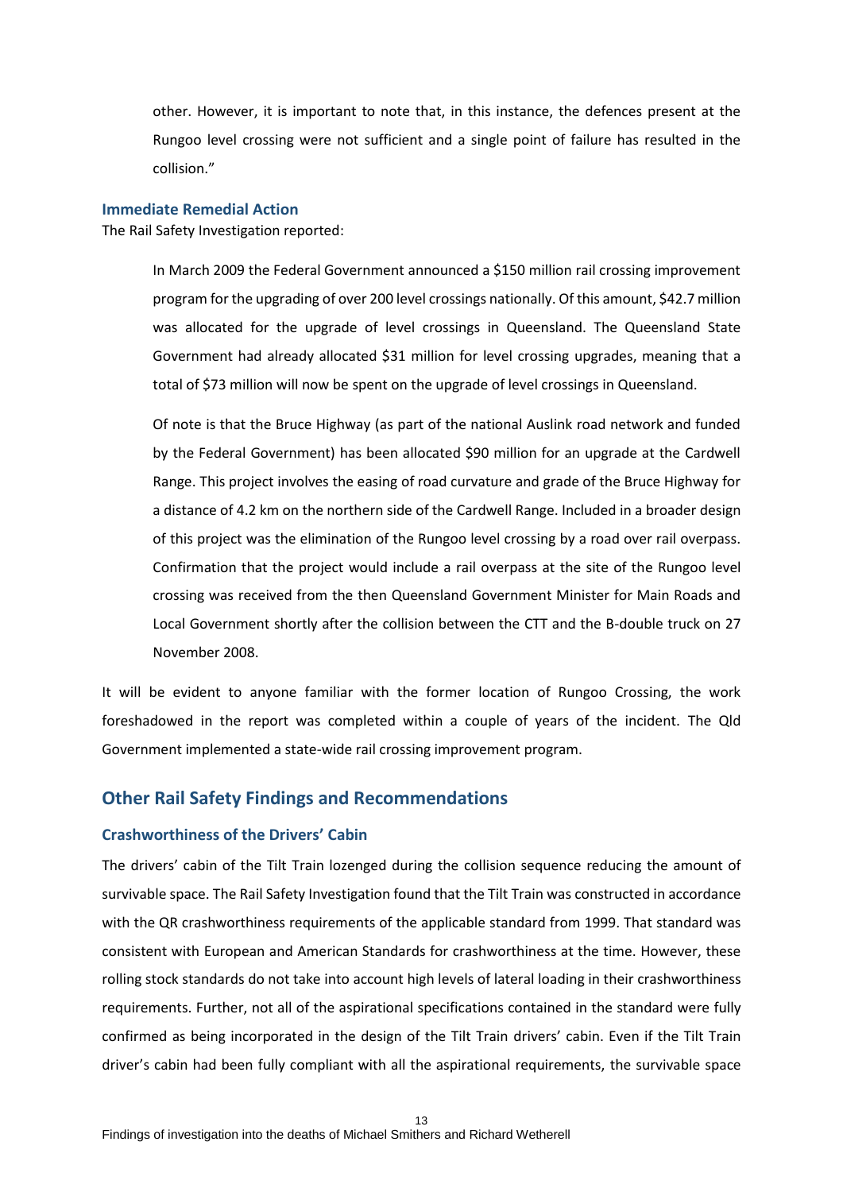other. However, it is important to note that, in this instance, the defences present at the Rungoo level crossing were not sufficient and a single point of failure has resulted in the collision."

### Immediate Remedial Action

The Rail Safety Investigation reported:

> In March 2009 the Federal Government announced a $150 million rail crossing improvement program for the upgrading of over 200 level crossings nationally. Of this amount, $42.7 million was allocated for the upgrade of level crossings in Queensland. The Queensland State Government had already allocated $31 million for level crossing upgrades, meaning that a total of $73 million will now be spent on the upgrade of level crossings in Queensland.
>
> Of note is that the Bruce Highway (as part of the national Auslink road network and funded by the Federal Government) has been allocated $90 million for an upgrade at the Cardwell Range. This project involves the easing of road curvature and grade of the Bruce Highway for a distance of 4.2 km on the northern side of the Cardwell Range. Included in a broader design of this project was the elimination of the Rungoo level crossing by a road over rail overpass. Confirmation that the project would include a rail overpass at the site of the Rungoo level crossing was received from the then Queensland Government Minister for Main Roads and Local Government shortly after the collision between the CTT and the B-double truck on 27 November 2008.

It will be evident to anyone familiar with the former location of Rungoo Crossing, the work foreshadowed in the report was completed within a couple of years of the incident. The Qld Government implemented a state-wide rail crossing improvement program.

## Other Rail Safety Findings and Recommendations

### Crashworthiness of the Drivers' Cabin

The drivers' cabin of the Tilt Train lozenged during the collision sequence reducing the amount of survivable space. The Rail Safety Investigation found that the Tilt Train was constructed in accordance with the QR crashworthiness requirements of the applicable standard from 1999. That standard was consistent with European and American Standards for crashworthiness at the time. However, these rolling stock standards do not take into account high levels of lateral loading in their crashworthiness requirements. Further, not all of the aspirational specifications contained in the standard were fully confirmed as being incorporated in the design of the Tilt Train drivers' cabin. Even if the Tilt Train driver's cabin had been fully compliant with all the aspirational requirements, the survivable space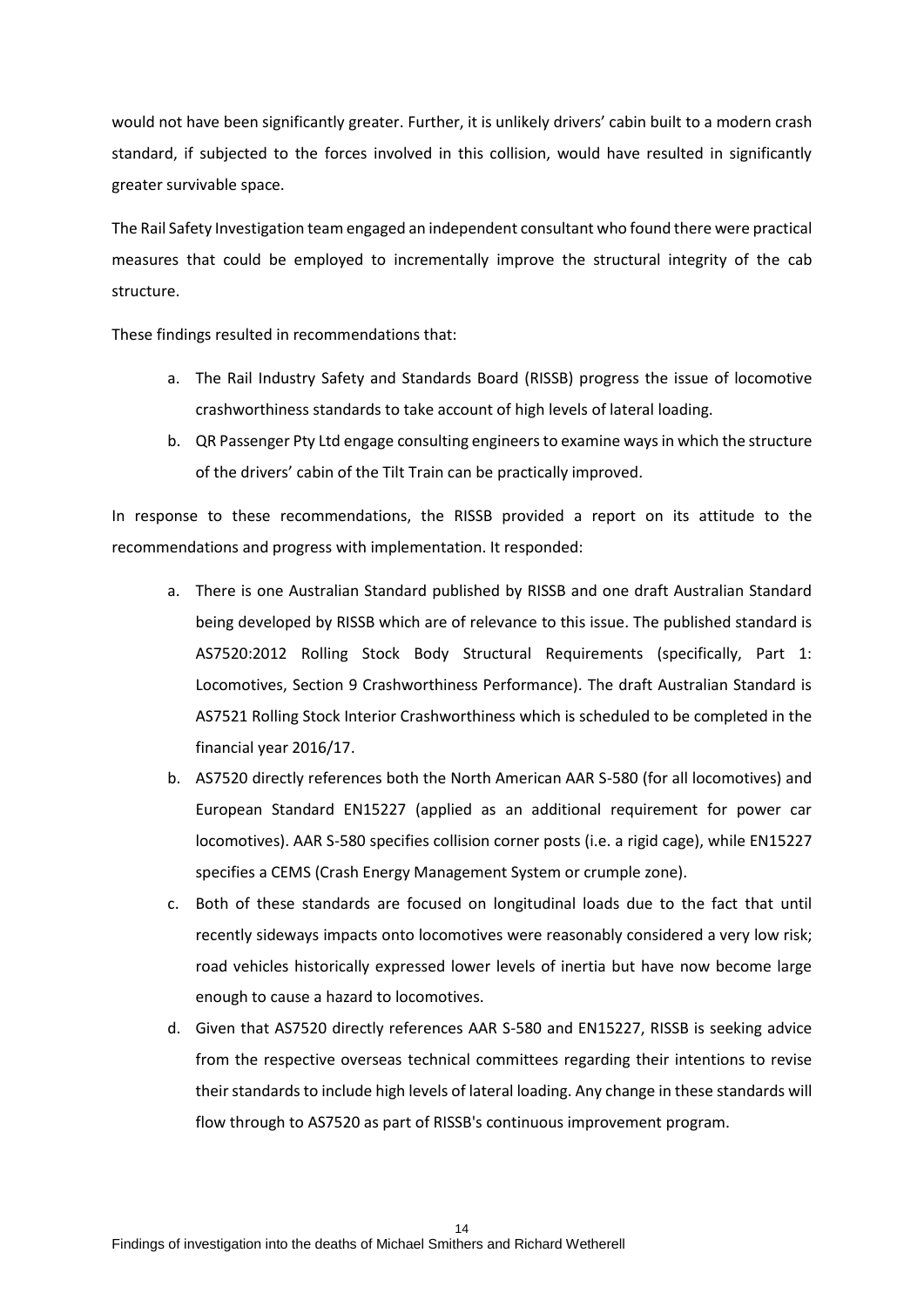would not have been significantly greater. Further, it is unlikely drivers' cabin built to a modern crash standard, if subjected to the forces involved in this collision, would have resulted in significantly greater survivable space.

The Rail Safety Investigation team engaged an independent consultant who found there were practical measures that could be employed to incrementally improve the structural integrity of the cab structure.

These findings resulted in recommendations that:

a. The Rail Industry Safety and Standards Board (RISSB) progress the issue of locomotive crashworthiness standards to take account of high levels of lateral loading.
b. QR Passenger Pty Ltd engage consulting engineers to examine ways in which the structure of the drivers' cabin of the Tilt Train can be practically improved.

In response to these recommendations, the RISSB provided a report on its attitude to the recommendations and progress with implementation. It responded:

a. There is one Australian Standard published by RISSB and one draft Australian Standard being developed by RISSB which are of relevance to this issue. The published standard is AS7520:2012 Rolling Stock Body Structural Requirements (specifically, Part 1: Locomotives, Section 9 Crashworthiness Performance). The draft Australian Standard is AS7521 Rolling Stock Interior Crashworthiness which is scheduled to be completed in the financial year 2016/17.
b. AS7520 directly references both the North American AAR S-580 (for all locomotives) and European Standard EN15227 (applied as an additional requirement for power car locomotives). AAR S-580 specifies collision corner posts (i.e. a rigid cage), while EN15227 specifies a CEMS (Crash Energy Management System or crumple zone).
c. Both of these standards are focused on longitudinal loads due to the fact that until recently sideways impacts onto locomotives were reasonably considered a very low risk; road vehicles historically expressed lower levels of inertia but have now become large enough to cause a hazard to locomotives.
d. Given that AS7520 directly references AAR S-580 and EN15227, RISSB is seeking advice from the respective overseas technical committees regarding their intentions to revise their standards to include high levels of lateral loading. Any change in these standards will flow through to AS7520 as part of RISSB's continuous improvement program.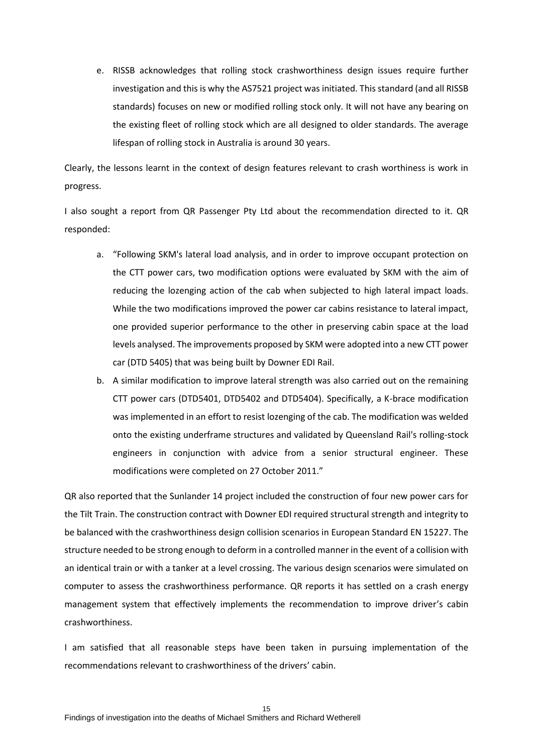e. RISSB acknowledges that rolling stock crashworthiness design issues require further investigation and this is why the AS7521 project was initiated. This standard (and all RISSB standards) focuses on new or modified rolling stock only. It will not have any bearing on the existing fleet of rolling stock which are all designed to older standards. The average lifespan of rolling stock in Australia is around 30 years.

Clearly, the lessons learnt in the context of design features relevant to crash worthiness is work in progress.

I also sought a report from QR Passenger Pty Ltd about the recommendation directed to it. QR responded:

a. "Following SKM's lateral load analysis, and in order to improve occupant protection on the CTT power cars, two modification options were evaluated by SKM with the aim of reducing the lozenging action of the cab when subjected to high lateral impact loads. While the two modifications improved the power car cabins resistance to lateral impact, one provided superior performance to the other in preserving cabin space at the load levels analysed. The improvements proposed by SKM were adopted into a new CTT power car (DTD 5405) that was being built by Downer EDI Rail.

b. A similar modification to improve lateral strength was also carried out on the remaining CTT power cars (DTD5401, DTD5402 and DTD5404). Specifically, a K-brace modification was implemented in an effort to resist lozenging of the cab. The modification was welded onto the existing underframe structures and validated by Queensland Rail's rolling-stock engineers in conjunction with advice from a senior structural engineer. These modifications were completed on 27 October 2011."

QR also reported that the Sunlander 14 project included the construction of four new power cars for the Tilt Train. The construction contract with Downer EDI required structural strength and integrity to be balanced with the crashworthiness design collision scenarios in European Standard EN 15227. The structure needed to be strong enough to deform in a controlled manner in the event of a collision with an identical train or with a tanker at a level crossing. The various design scenarios were simulated on computer to assess the crashworthiness performance. QR reports it has settled on a crash energy management system that effectively implements the recommendation to improve driver's cabin crashworthiness.

I am satisfied that all reasonable steps have been taken in pursuing implementation of the recommendations relevant to crashworthiness of the drivers' cabin.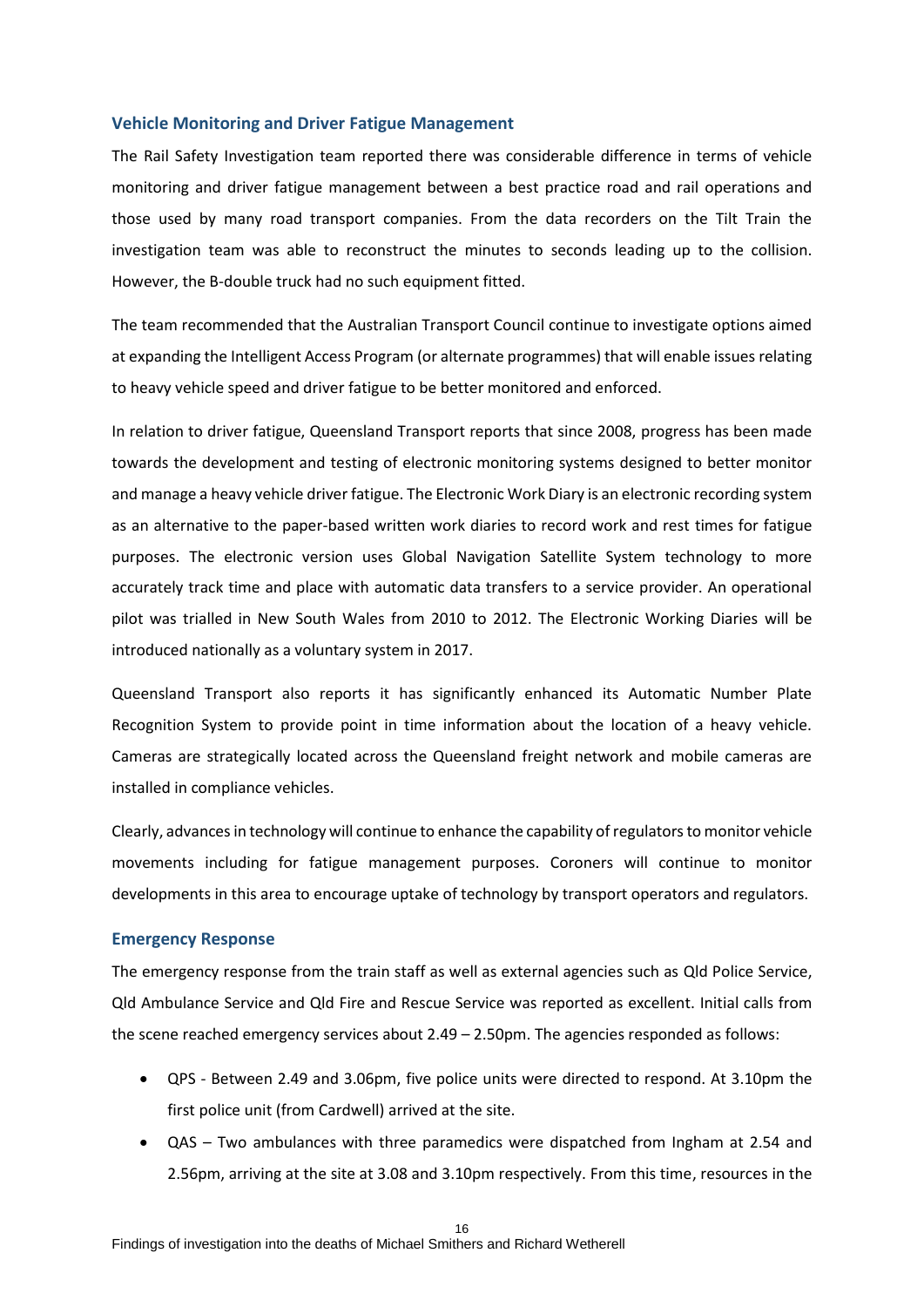## Vehicle Monitoring and Driver Fatigue Management

The Rail Safety Investigation team reported there was considerable difference in terms of vehicle monitoring and driver fatigue management between a best practice road and rail operations and those used by many road transport companies. From the data recorders on the Tilt Train the investigation team was able to reconstruct the minutes to seconds leading up to the collision. However, the B-double truck had no such equipment fitted.

The team recommended that the Australian Transport Council continue to investigate options aimed at expanding the Intelligent Access Program (or alternate programmes) that will enable issues relating to heavy vehicle speed and driver fatigue to be better monitored and enforced.

In relation to driver fatigue, Queensland Transport reports that since 2008, progress has been made towards the development and testing of electronic monitoring systems designed to better monitor and manage a heavy vehicle driver fatigue. The Electronic Work Diary is an electronic recording system as an alternative to the paper-based written work diaries to record work and rest times for fatigue purposes. The electronic version uses Global Navigation Satellite System technology to more accurately track time and place with automatic data transfers to a service provider. An operational pilot was trialled in New South Wales from 2010 to 2012. The Electronic Working Diaries will be introduced nationally as a voluntary system in 2017.

Queensland Transport also reports it has significantly enhanced its Automatic Number Plate Recognition System to provide point in time information about the location of a heavy vehicle. Cameras are strategically located across the Queensland freight network and mobile cameras are installed in compliance vehicles.

Clearly, advances in technology will continue to enhance the capability of regulators to monitor vehicle movements including for fatigue management purposes. Coroners will continue to monitor developments in this area to encourage uptake of technology by transport operators and regulators.

## Emergency Response

The emergency response from the train staff as well as external agencies such as Qld Police Service, Qld Ambulance Service and Qld Fire and Rescue Service was reported as excellent. Initial calls from the scene reached emergency services about 2.49 – 2.50pm. The agencies responded as follows:

- QPS - Between 2.49 and 3.06pm, five police units were directed to respond. At 3.10pm the first police unit (from Cardwell) arrived at the site.
- QAS – Two ambulances with three paramedics were dispatched from Ingham at 2.54 and 2.56pm, arriving at the site at 3.08 and 3.10pm respectively. From this time, resources in the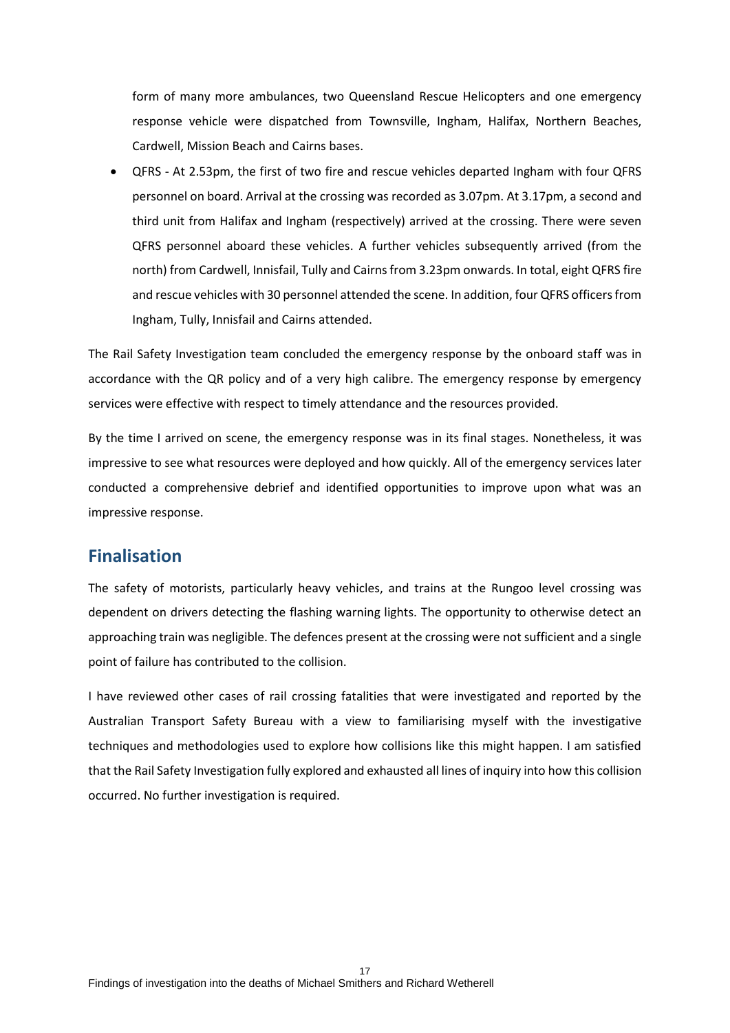form of many more ambulances, two Queensland Rescue Helicopters and one emergency response vehicle were dispatched from Townsville, Ingham, Halifax, Northern Beaches, Cardwell, Mission Beach and Cairns bases.

- QFRS - At 2.53pm, the first of two fire and rescue vehicles departed Ingham with four QFRS personnel on board. Arrival at the crossing was recorded as 3.07pm. At 3.17pm, a second and third unit from Halifax and Ingham (respectively) arrived at the crossing. There were seven QFRS personnel aboard these vehicles. A further vehicles subsequently arrived (from the north) from Cardwell, Innisfail, Tully and Cairns from 3.23pm onwards. In total, eight QFRS fire and rescue vehicles with 30 personnel attended the scene. In addition, four QFRS officers from Ingham, Tully, Innisfail and Cairns attended.

The Rail Safety Investigation team concluded the emergency response by the onboard staff was in accordance with the QR policy and of a very high calibre. The emergency response by emergency services were effective with respect to timely attendance and the resources provided.

By the time I arrived on scene, the emergency response was in its final stages. Nonetheless, it was impressive to see what resources were deployed and how quickly. All of the emergency services later conducted a comprehensive debrief and identified opportunities to improve upon what was an impressive response.

## Finalisation

The safety of motorists, particularly heavy vehicles, and trains at the Rungoo level crossing was dependent on drivers detecting the flashing warning lights. The opportunity to otherwise detect an approaching train was negligible. The defences present at the crossing were not sufficient and a single point of failure has contributed to the collision.

I have reviewed other cases of rail crossing fatalities that were investigated and reported by the Australian Transport Safety Bureau with a view to familiarising myself with the investigative techniques and methodologies used to explore how collisions like this might happen. I am satisfied that the Rail Safety Investigation fully explored and exhausted all lines of inquiry into how this collision occurred. No further investigation is required.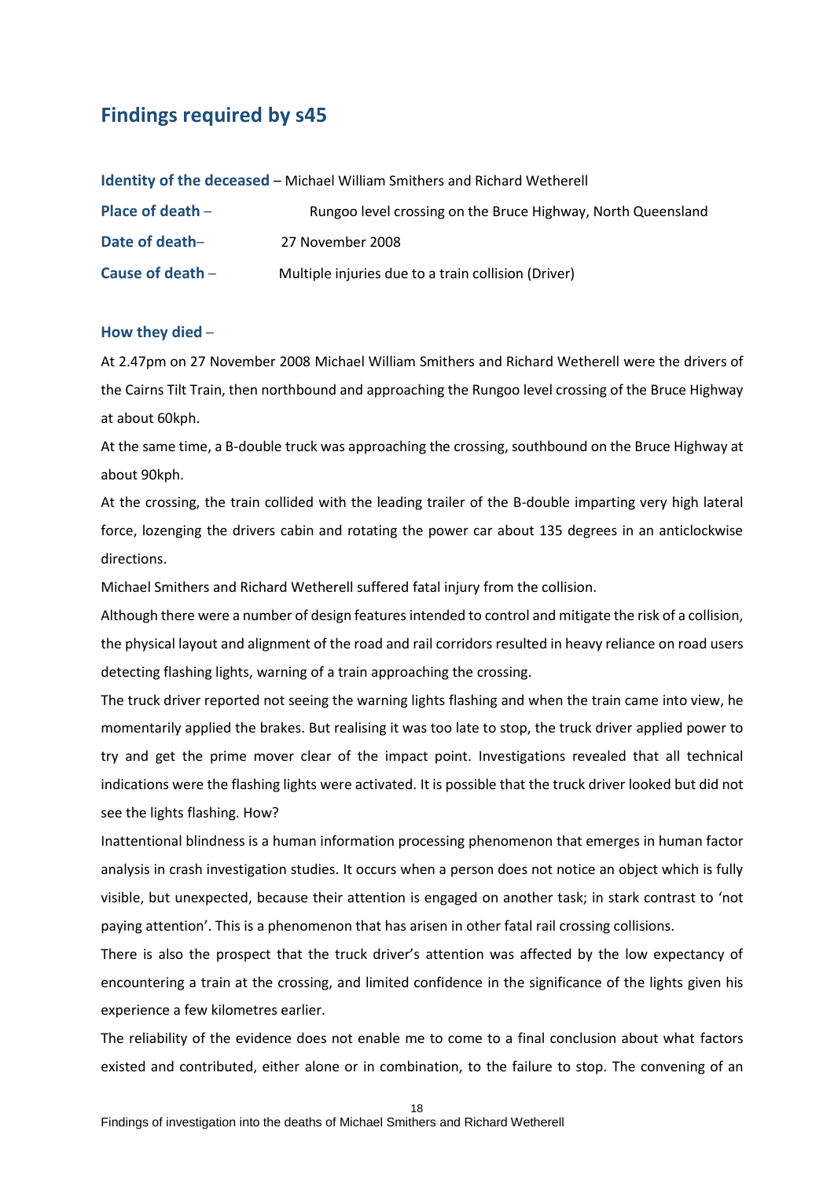## Findings required by s45

**Identity of the deceased** – Michael William Smithers and Richard Wetherell

**Place of death** – Rungoo level crossing on the Bruce Highway, North Queensland

**Date of death**– 27 November 2008

**Cause of death** – Multiple injuries due to a train collision (Driver)

### How they died –

At 2.47pm on 27 November 2008 Michael William Smithers and Richard Wetherell were the drivers of the Cairns Tilt Train, then northbound and approaching the Rungoo level crossing of the Bruce Highway at about 60kph.

At the same time, a B-double truck was approaching the crossing, southbound on the Bruce Highway at about 90kph.

At the crossing, the train collided with the leading trailer of the B-double imparting very high lateral force, lozenging the drivers cabin and rotating the power car about 135 degrees in an anticlockwise directions.

Michael Smithers and Richard Wetherell suffered fatal injury from the collision.

Although there were a number of design features intended to control and mitigate the risk of a collision, the physical layout and alignment of the road and rail corridors resulted in heavy reliance on road users detecting flashing lights, warning of a train approaching the crossing.

The truck driver reported not seeing the warning lights flashing and when the train came into view, he momentarily applied the brakes. But realising it was too late to stop, the truck driver applied power to try and get the prime mover clear of the impact point. Investigations revealed that all technical indications were the flashing lights were activated. It is possible that the truck driver looked but did not see the lights flashing. How?

Inattentional blindness is a human information processing phenomenon that emerges in human factor analysis in crash investigation studies. It occurs when a person does not notice an object which is fully visible, but unexpected, because their attention is engaged on another task; in stark contrast to 'not paying attention'. This is a phenomenon that has arisen in other fatal rail crossing collisions.

There is also the prospect that the truck driver's attention was affected by the low expectancy of encountering a train at the crossing, and limited confidence in the significance of the lights given his experience a few kilometres earlier.

The reliability of the evidence does not enable me to come to a final conclusion about what factors existed and contributed, either alone or in combination, to the failure to stop. The convening of an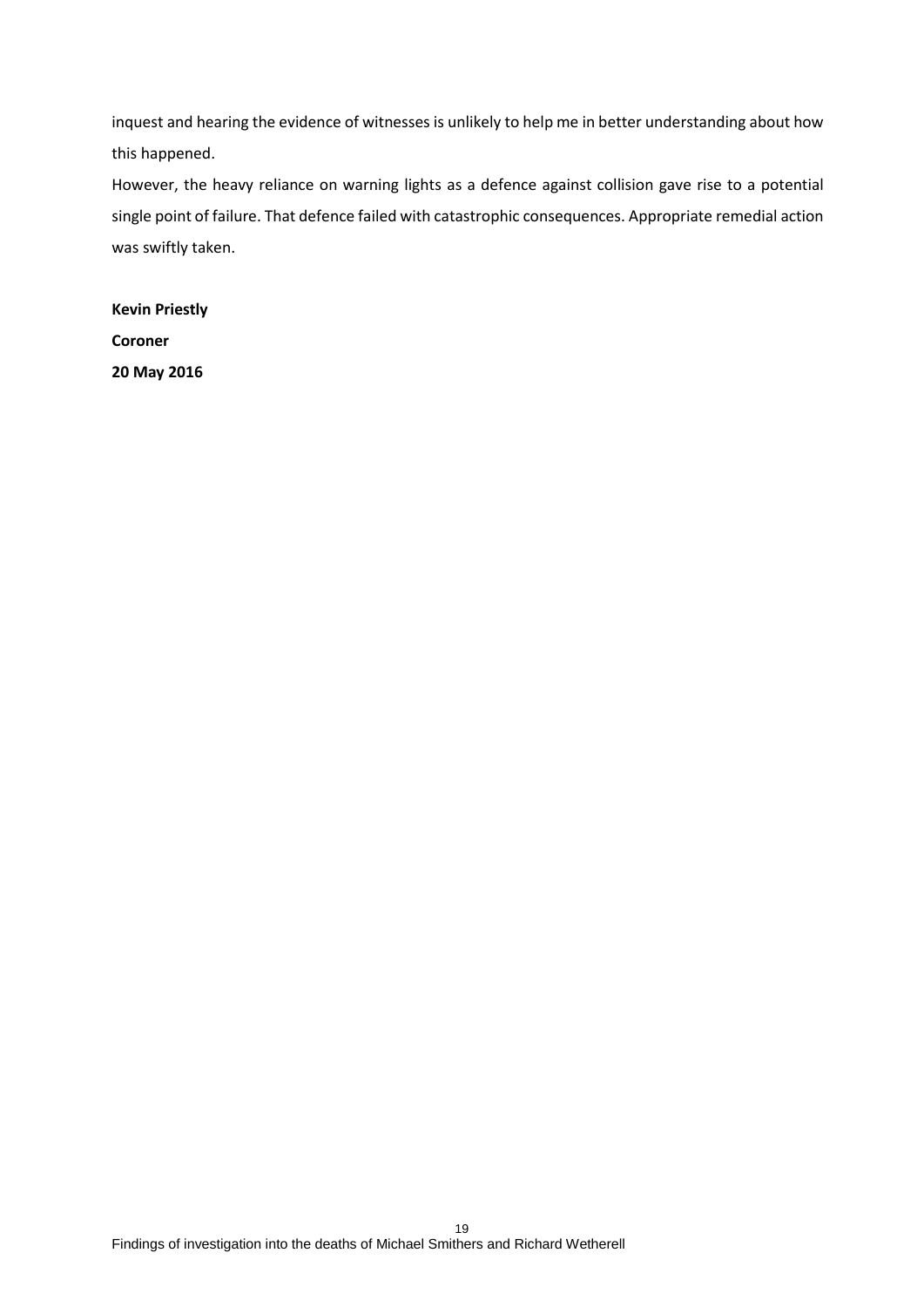inquest and hearing the evidence of witnesses is unlikely to help me in better understanding about how this happened.

However, the heavy reliance on warning lights as a defence against collision gave rise to a potential single point of failure. That defence failed with catastrophic consequences. Appropriate remedial action was swiftly taken.

**Kevin Priestly**

**Coroner**

**20 May 2016**